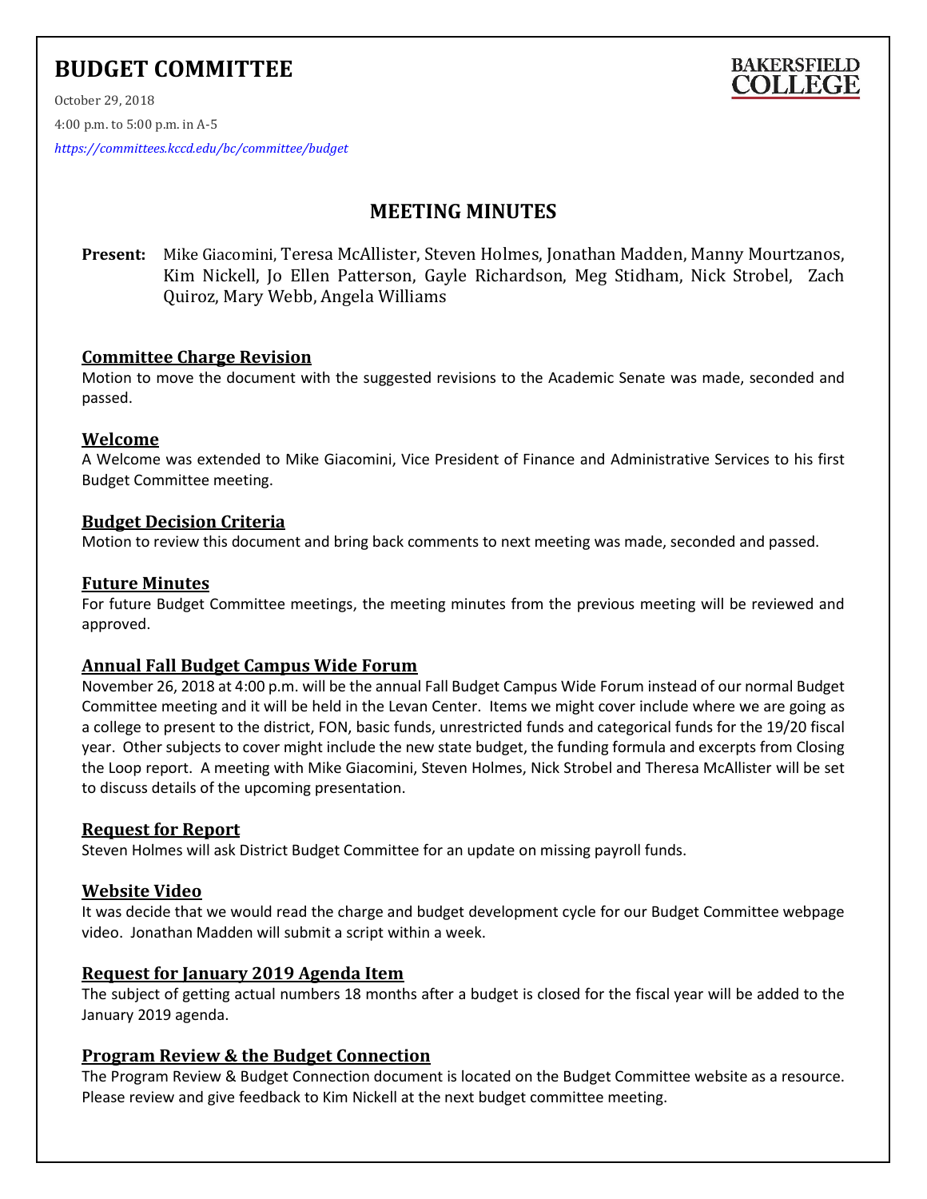# BUDGET COMMITTEE

BAKERSFIELD COLLEGE

October 29, 2018

4:00 p.m. to 5:00 p.m. in A-5

*https://committees.kccd.edu/bc/committee/budget*

## MEETING MINUTES

**Present:** Mike Giacomini, Teresa McAllister, Steven Holmes, Jonathan Madden, Manny Mourtzanos, Kim Nickell, Jo Ellen Patterson, Gayle Richardson, Meg Stidham, Nick Strobel, Zach Quiroz, Mary Webb, Angela Williams

### Committee Charge Revision

Motion to move the document with the suggested revisions to the Academic Senate was made, seconded and passed.

### Welcome

A Welcome was extended to Mike Giacomini, Vice President of Finance and Administrative Services to his first Budget Committee meeting.

### Budget Decision Criteria

Motion to review this document and bring back comments to next meeting was made, seconded and passed.

### Future Minutes

For future Budget Committee meetings, the meeting minutes from the previous meeting will be reviewed and approved.

### Annual Fall Budget Campus Wide Forum

November 26, 2018 at 4:00 p.m. will be the annual Fall Budget Campus Wide Forum instead of our normal Budget Committee meeting and it will be held in the Levan Center. Items we might cover include where we are going as a college to present to the district, FON, basic funds, unrestricted funds and categorical funds for the 19/20 fiscal year. Other subjects to cover might include the new state budget, the funding formula and excerpts from Closing the Loop report. A meeting with Mike Giacomini, Steven Holmes, Nick Strobel and Theresa McAllister will be set to discuss details of the upcoming presentation.

### Request for Report

Steven Holmes will ask District Budget Committee for an update on missing payroll funds.

### Website Video

It was decide that we would read the charge and budget development cycle for our Budget Committee webpage video. Jonathan Madden will submit a script within a week.

### Request for January 2019 Agenda Item

The subject of getting actual numbers 18 months after a budget is closed for the fiscal year will be added to the January 2019 agenda.

### Program Review & the Budget Connection

The Program Review & Budget Connection document is located on the Budget Committee website as a resource. Please review and give feedback to Kim Nickell at the next budget committee meeting.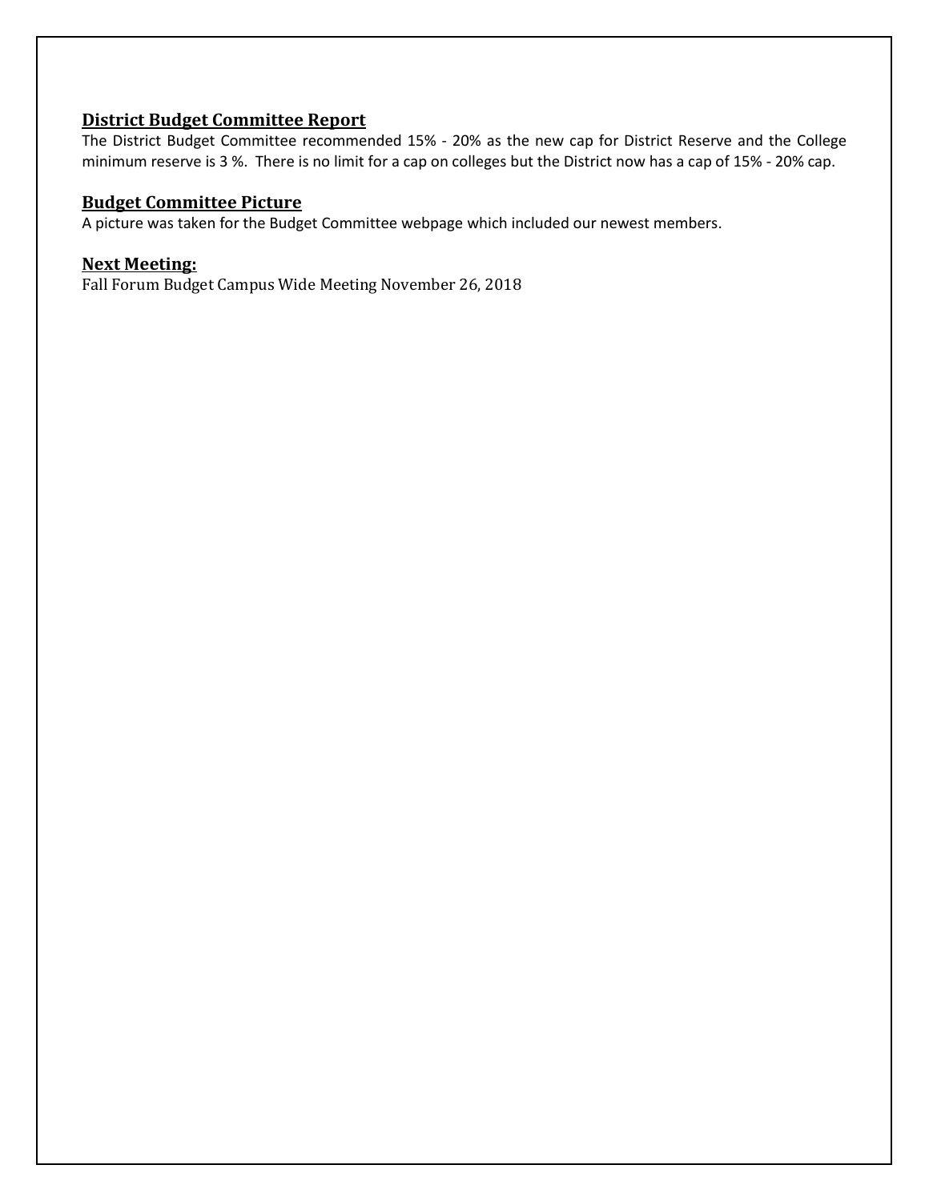## District Budget Committee Report

The District Budget Committee recommended 15% - 20% as the new cap for District Reserve and the College minimum reserve is 3 %. There is no limit for a cap on colleges but the District now has a cap of 15% - 20% cap.

## Budget Committee Picture

A picture was taken for the Budget Committee webpage which included our newest members.

## Next Meeting:

Fall Forum Budget Campus Wide Meeting November 26, 2018